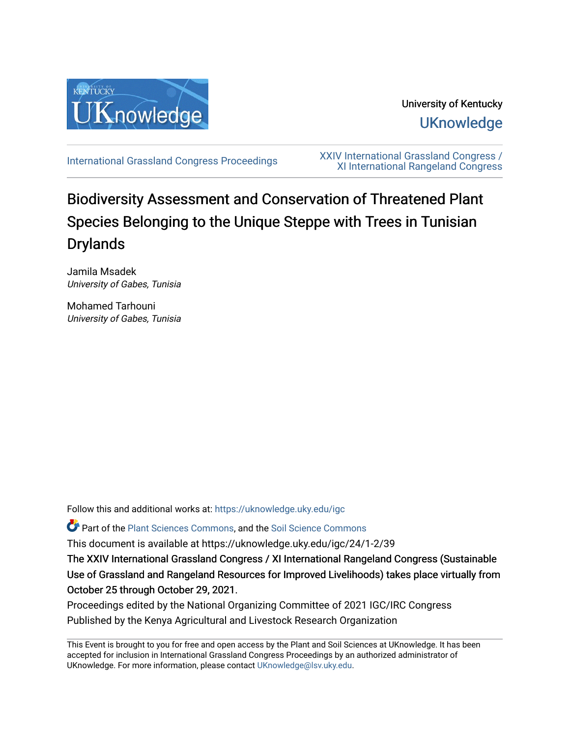University of Kentucky

UKnowledge

International Grassland Congress Proceedings

XXIV International Grassland Congress / XI International Rangeland Congress

# Biodiversity Assessment and Conservation of Threatened Plant Species Belonging to the Unique Steppe with Trees in Tunisian Drylands

Jamila Msadek
*University of Gabes, Tunisia*

Mohamed Tarhouni
*University of Gabes, Tunisia*

Follow this and additional works at: https://uknowledge.uky.edu/igc

Part of the Plant Sciences Commons, and the Soil Science Commons

This document is available at https://uknowledge.uky.edu/igc/24/1-2/39

The XXIV International Grassland Congress / XI International Rangeland Congress (Sustainable Use of Grassland and Rangeland Resources for Improved Livelihoods) takes place virtually from October 25 through October 29, 2021.

Proceedings edited by the National Organizing Committee of 2021 IGC/IRC Congress

Published by the Kenya Agricultural and Livestock Research Organization

This Event is brought to you for free and open access by the Plant and Soil Sciences at UKnowledge. It has been accepted for inclusion in International Grassland Congress Proceedings by an authorized administrator of UKnowledge. For more information, please contact UKnowledge@lsv.uky.edu.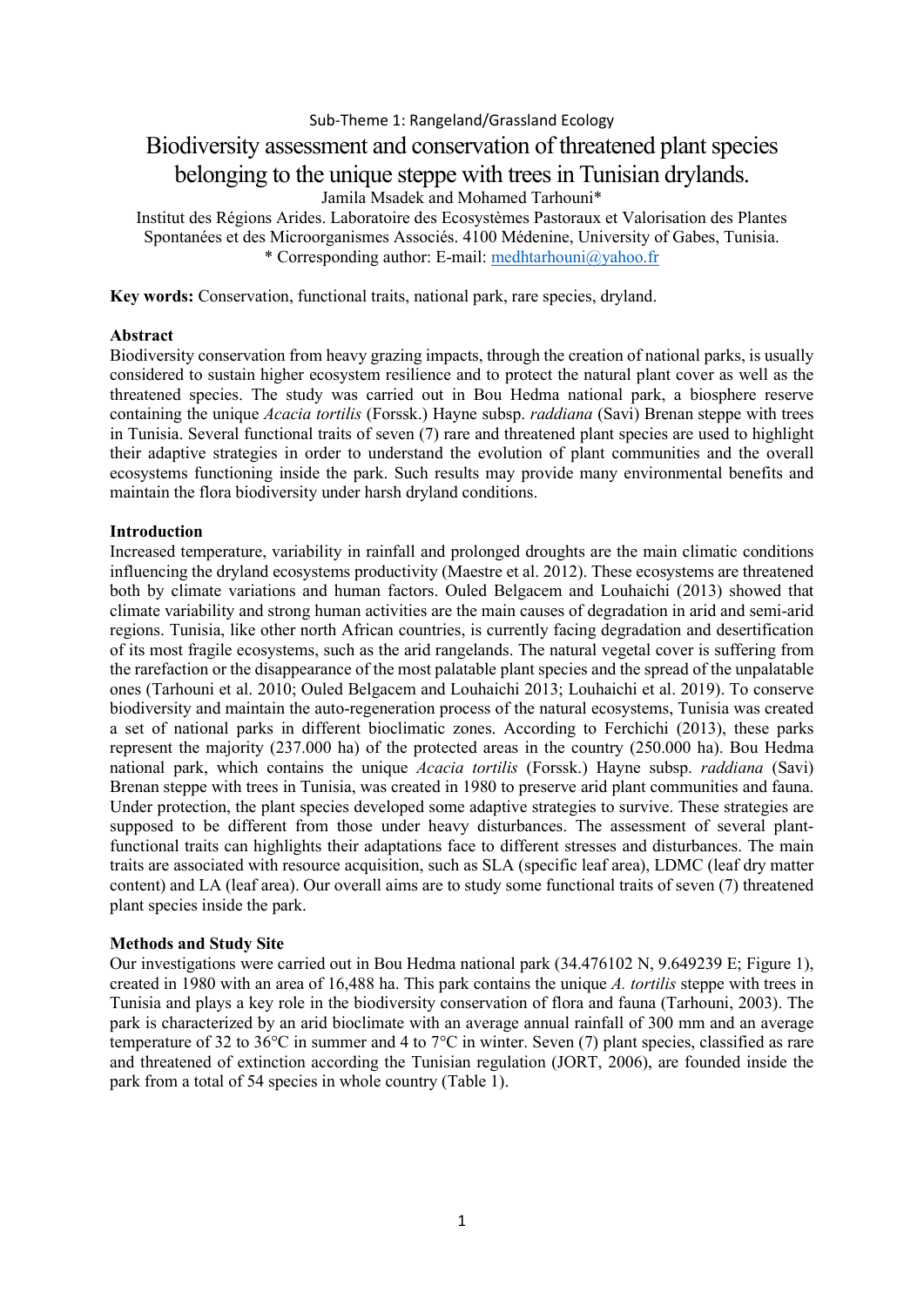Sub-Theme 1: Rangeland/Grassland Ecology

# Biodiversity assessment and conservation of threatened plant species belonging to the unique steppe with trees in Tunisian drylands.

Jamila Msadek and Mohamed Tarhouni*

Institut des Régions Arides. Laboratoire des Ecosystèmes Pastoraux et Valorisation des Plantes Spontanées et des Microorganismes Associés. 4100 Médenine, University of Gabes, Tunisia.

* Corresponding author: E-mail: medhtarhouni@yahoo.fr

**Key words:** Conservation, functional traits, national park, rare species, dryland.

## Abstract

Biodiversity conservation from heavy grazing impacts, through the creation of national parks, is usually considered to sustain higher ecosystem resilience and to protect the natural plant cover as well as the threatened species. The study was carried out in Bou Hedma national park, a biosphere reserve containing the unique *Acacia tortilis* (Forssk.) Hayne subsp. *raddiana* (Savi) Brenan steppe with trees in Tunisia. Several functional traits of seven (7) rare and threatened plant species are used to highlight their adaptive strategies in order to understand the evolution of plant communities and the overall ecosystems functioning inside the park. Such results may provide many environmental benefits and maintain the flora biodiversity under harsh dryland conditions.

## Introduction

Increased temperature, variability in rainfall and prolonged droughts are the main climatic conditions influencing the dryland ecosystems productivity (Maestre et al. 2012). These ecosystems are threatened both by climate variations and human factors. Ouled Belgacem and Louhaichi (2013) showed that climate variability and strong human activities are the main causes of degradation in arid and semi-arid regions. Tunisia, like other north African countries, is currently facing degradation and desertification of its most fragile ecosystems, such as the arid rangelands. The natural vegetal cover is suffering from the rarefaction or the disappearance of the most palatable plant species and the spread of the unpalatable ones (Tarhouni et al. 2010; Ouled Belgacem and Louhaichi 2013; Louhaichi et al. 2019). To conserve biodiversity and maintain the auto-regeneration process of the natural ecosystems, Tunisia was created a set of national parks in different bioclimatic zones. According to Ferchichi (2013), these parks represent the majority (237.000 ha) of the protected areas in the country (250.000 ha). Bou Hedma national park, which contains the unique *Acacia tortilis* (Forssk.) Hayne subsp. *raddiana* (Savi) Brenan steppe with trees in Tunisia, was created in 1980 to preserve arid plant communities and fauna. Under protection, the plant species developed some adaptive strategies to survive. These strategies are supposed to be different from those under heavy disturbances. The assessment of several plant-functional traits can highlights their adaptations face to different stresses and disturbances. The main traits are associated with resource acquisition, such as SLA (specific leaf area), LDMC (leaf dry matter content) and LA (leaf area). Our overall aims are to study some functional traits of seven (7) threatened plant species inside the park.

## Methods and Study Site

Our investigations were carried out in Bou Hedma national park (34.476102 N, 9.649239 E; Figure 1), created in 1980 with an area of 16,488 ha. This park contains the unique *A. tortilis* steppe with trees in Tunisia and plays a key role in the biodiversity conservation of flora and fauna (Tarhouni, 2003). The park is characterized by an arid bioclimate with an average annual rainfall of 300 mm and an average temperature of 32 to 36°C in summer and 4 to 7°C in winter. Seven (7) plant species, classified as rare and threatened of extinction according the Tunisian regulation (JORT, 2006), are founded inside the park from a total of 54 species in whole country (Table 1).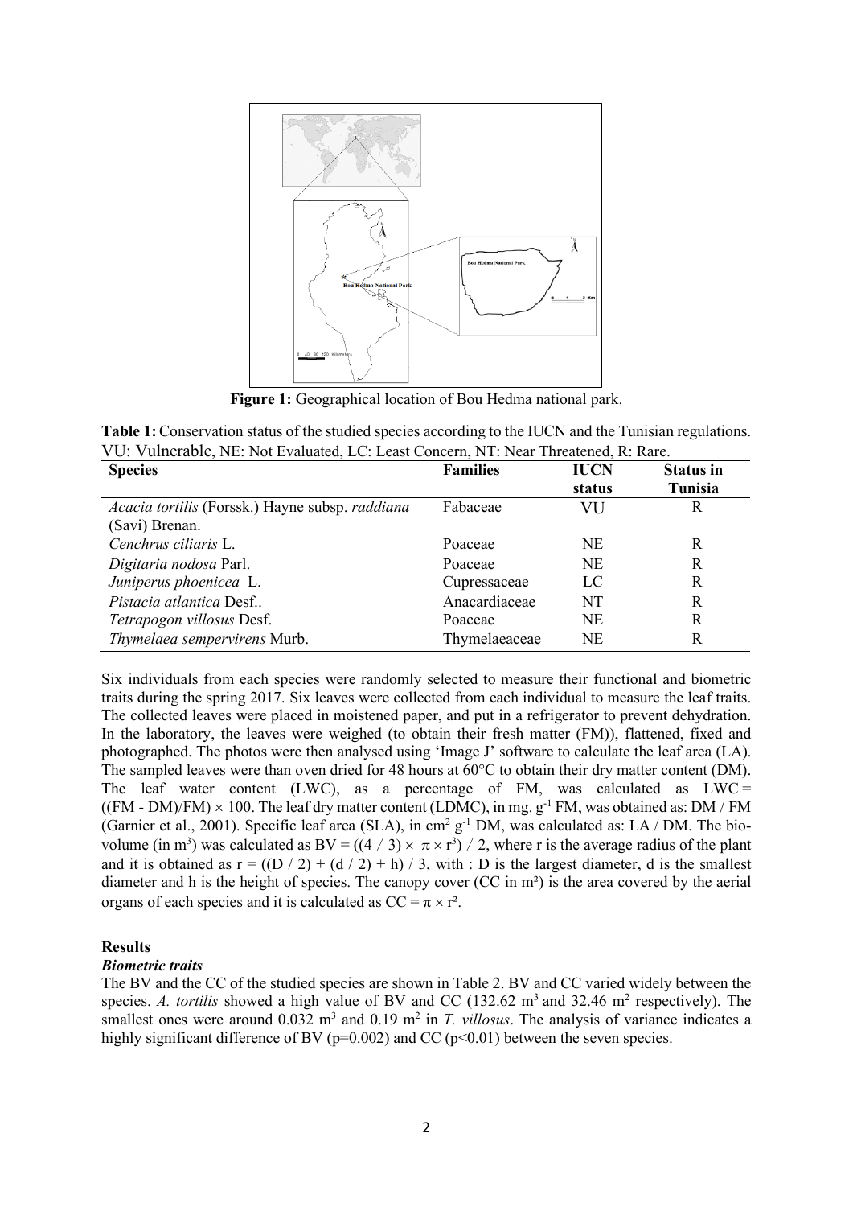Figure 1: Geographical location of Bou Hedma national park.

**Table 1:** Conservation status of the studied species according to the IUCN and the Tunisian regulations. VU: Vulnerable, NE: Not Evaluated, LC: Least Concern, NT: Near Threatened, R: Rare.

| Species | Families | IUCN status | Status in Tunisia |
|---|---|---|---|
| *Acacia tortilis* (Forssk.) Hayne subsp. *raddiana* (Savi) Brenan. | Fabaceae | VU | R |
| *Cenchrus ciliaris* L. | Poaceae | NE | R |
| *Digitaria nodosa* Parl. | Poaceae | NE | R |
| *Juniperus phoenicea* L. | Cupressaceae | LC | R |
| *Pistacia atlantica* Desf.. | Anacardiaceae | NT | R |
| *Tetrapogon villosus* Desf. | Poaceae | NE | R |
| *Thymelaea sempervirens* Murb. | Thymelaeaceae | NE | R |

Six individuals from each species were randomly selected to measure their functional and biometric traits during the spring 2017. Six leaves were collected from each individual to measure the leaf traits. The collected leaves were placed in moistened paper, and put in a refrigerator to prevent dehydration. In the laboratory, the leaves were weighed (to obtain their fresh matter (FM)), flattened, fixed and photographed. The photos were then analysed using 'Image J' software to calculate the leaf area (LA). The sampled leaves were than oven dried for 48 hours at 60°C to obtain their dry matter content (DM). The leaf water content (LWC), as a percentage of FM, was calculated as $LWC = ((FM - DM)/FM) \times 100$. The leaf dry matter content (LDMC), in mg. $g^{-1}$ FM, was obtained as: DM / FM (Garnier et al., 2001). Specific leaf area (SLA), in $cm^2\ g^{-1}$ DM, was calculated as: LA / DM. The bio-volume (in $m^3$) was calculated as $BV = ((4 / 3) \times \pi \times r^3) / 2$, where r is the average radius of the plant and it is obtained as $r = ((D / 2) + (d / 2) + h) / 3$, with : D is the largest diameter, d is the smallest diameter and h is the height of species. The canopy cover (CC in m²) is the area covered by the aerial organs of each species and it is calculated as $CC = \pi \times r^2$.

## Results

### *Biometric traits*

The BV and the CC of the studied species are shown in Table 2. BV and CC varied widely between the species. *A. tortilis* showed a high value of BV and CC (132.62 $m^3$ and 32.46 $m^2$ respectively). The smallest ones were around 0.032 $m^3$ and 0.19 $m^2$ in *T. villosus*. The analysis of variance indicates a highly significant difference of BV ($p=0.002$) and CC ($p<0.01$) between the seven species.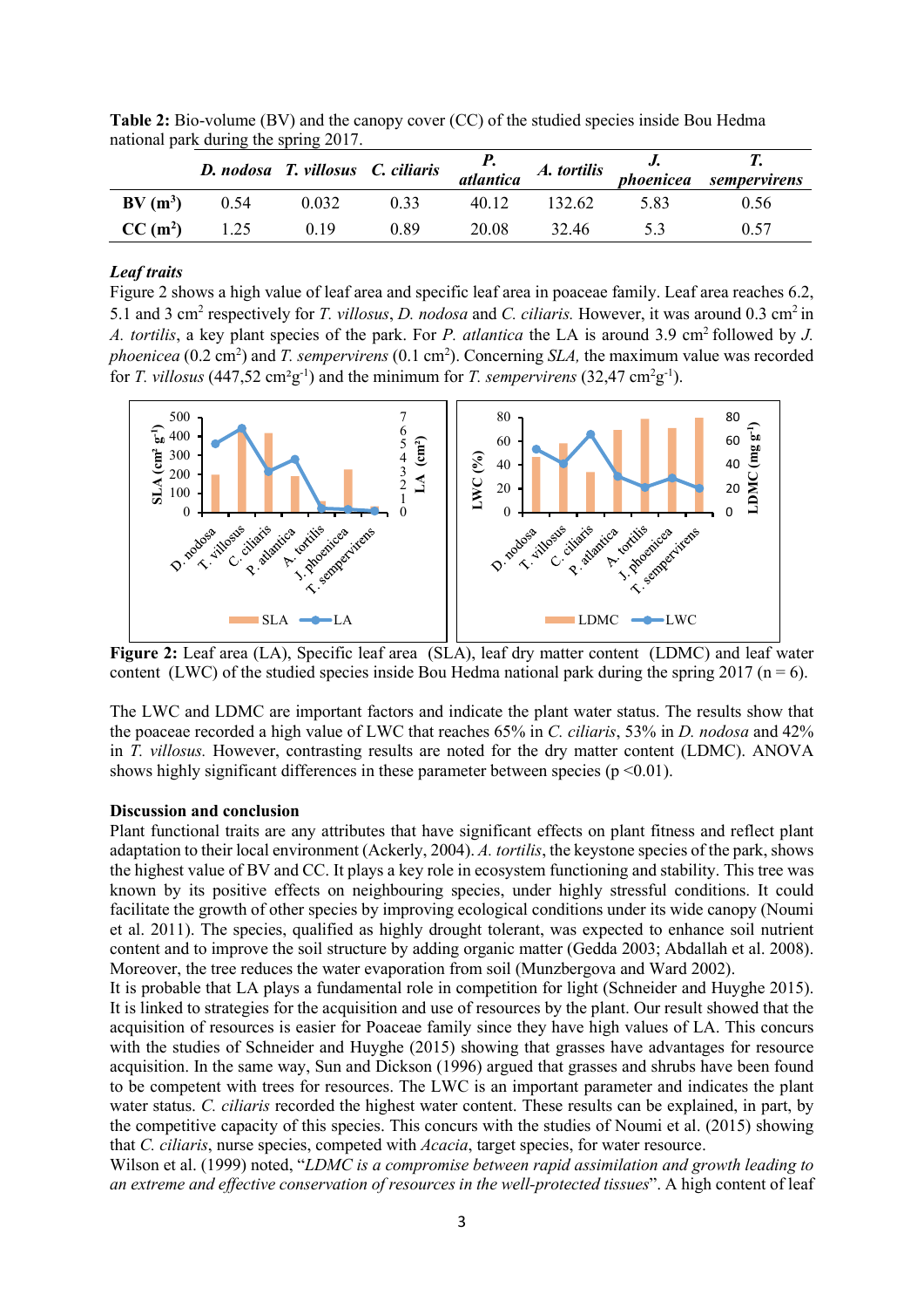**Table 2:** Bio-volume (BV) and the canopy cover (CC) of the studied species inside Bou Hedma national park during the spring 2017.

| | *D. nodosa* | *T. villosus* | *C. ciliaris* | *P. atlantica* | *A. tortilis* | *J. phoenicea* | *T. sempervirens* |
|---|---|---|---|---|---|---|---|
| **BV ($m^3$)** | 0.54 | 0.032 | 0.33 | 40.12 | 132.62 | 5.83 | 0.56 |
| **CC ($m^2$)** | 1.25 | 0.19 | 0.89 | 20.08 | 32.46 | 5.3 | 0.57 |

***Leaf traits***

Figure 2 shows a high value of leaf area and specific leaf area in poaceae family. Leaf area reaches 6.2, 5.1 and 3 $cm^2$ respectively for *T. villosus*, *D. nodosa* and *C. ciliaris.* However, it was around 0.3 $cm^2$ in *A. tortilis*, a key plant species of the park. For *P. atlantica* the LA is around 3.9 $cm^2$ followed by *J. phoenicea* (0.2 $cm^2$) and *T. sempervirens* (0.1 $cm^2$). Concerning *SLA,* the maximum value was recorded for *T. villosus* (447,52 $cm^2g^{-1}$) and the minimum for *T. sempervirens* (32,47 $cm^2g^{-1}$).

**Figure 2:** Leaf area (LA), Specific leaf area (SLA), leaf dry matter content (LDMC) and leaf water content (LWC) of the studied species inside Bou Hedma national park during the spring 2017 (n = 6).

The LWC and LDMC are important factors and indicate the plant water status. The results show that the poaceae recorded a high value of LWC that reaches 65% in *C. ciliaris*, 53% in *D. nodosa* and 42% in *T. villosus.* However, contrasting results are noted for the dry matter content (LDMC). ANOVA shows highly significant differences in these parameter between species ($p < 0.01$).

**Discussion and conclusion**

Plant functional traits are any attributes that have significant effects on plant fitness and reflect plant adaptation to their local environment (Ackerly, 2004). *A. tortilis*, the keystone species of the park, shows the highest value of BV and CC. It plays a key role in ecosystem functioning and stability. This tree was known by its positive effects on neighbouring species, under highly stressful conditions. It could facilitate the growth of other species by improving ecological conditions under its wide canopy (Noumi et al. 2011). The species, qualified as highly drought tolerant, was expected to enhance soil nutrient content and to improve the soil structure by adding organic matter (Gedda 2003; Abdallah et al. 2008). Moreover, the tree reduces the water evaporation from soil (Munzbergova and Ward 2002).

It is probable that LA plays a fundamental role in competition for light (Schneider and Huyghe 2015). It is linked to strategies for the acquisition and use of resources by the plant. Our result showed that the acquisition of resources is easier for Poaceae family since they have high values of LA. This concurs with the studies of Schneider and Huyghe (2015) showing that grasses have advantages for resource acquisition. In the same way, Sun and Dickson (1996) argued that grasses and shrubs have been found to be competent with trees for resources. The LWC is an important parameter and indicates the plant water status. *C. ciliaris* recorded the highest water content. These results can be explained, in part, by the competitive capacity of this species. This concurs with the studies of Noumi et al. (2015) showing that *C. ciliaris*, nurse species, competed with *Acacia*, target species, for water resource.

Wilson et al. (1999) noted, "*LDMC is a compromise between rapid assimilation and growth leading to an extreme and effective conservation of resources in the well-protected tissues*". A high content of leaf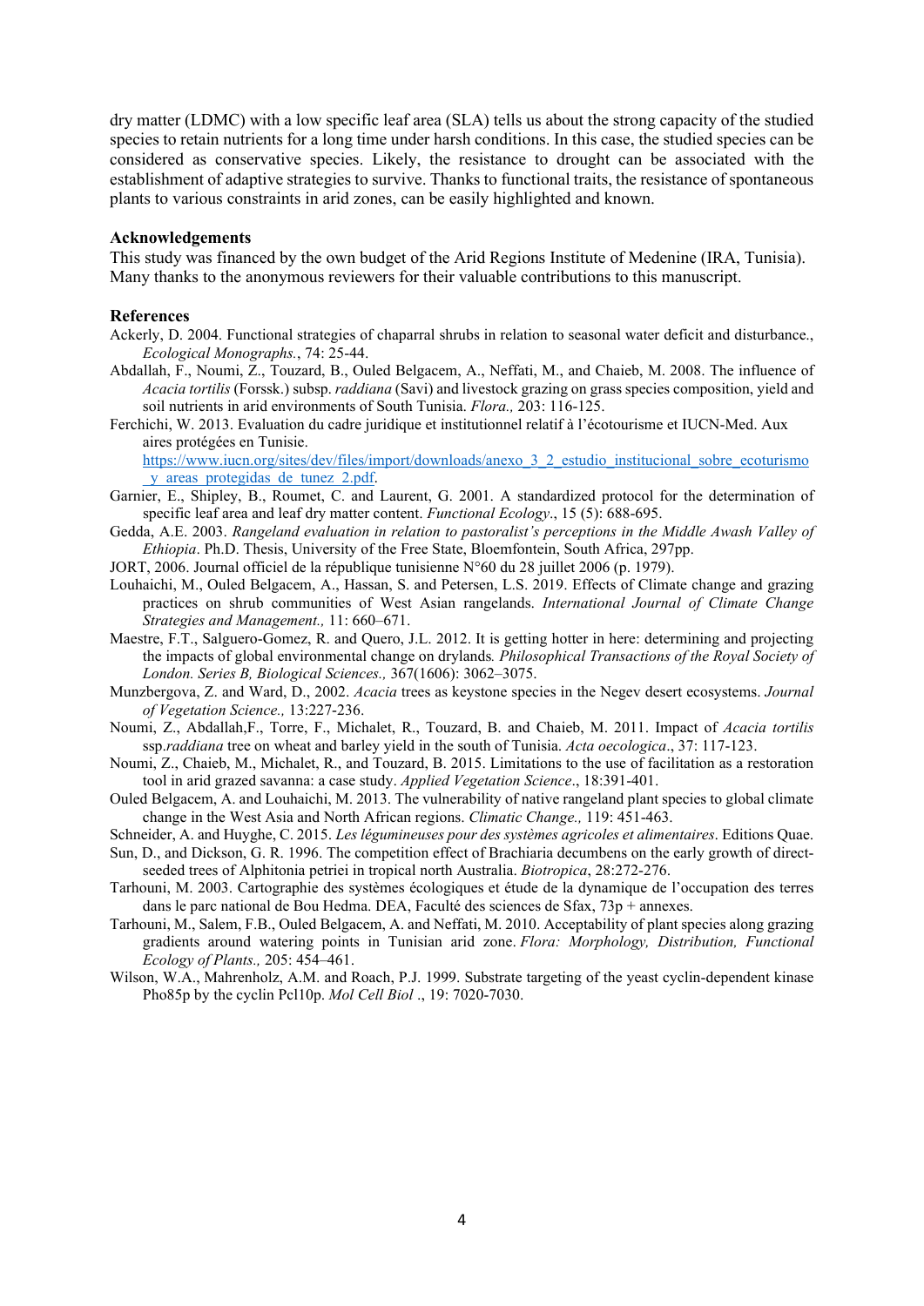dry matter (LDMC) with a low specific leaf area (SLA) tells us about the strong capacity of the studied species to retain nutrients for a long time under harsh conditions. In this case, the studied species can be considered as conservative species. Likely, the resistance to drought can be associated with the establishment of adaptive strategies to survive. Thanks to functional traits, the resistance of spontaneous plants to various constraints in arid zones, can be easily highlighted and known.

**Acknowledgements**

This study was financed by the own budget of the Arid Regions Institute of Medenine (IRA, Tunisia). Many thanks to the anonymous reviewers for their valuable contributions to this manuscript.

**References**

Ackerly, D. 2004. Functional strategies of chaparral shrubs in relation to seasonal water deficit and disturbance., *Ecological Monographs.*, 74: 25-44.

Abdallah, F., Noumi, Z., Touzard, B., Ouled Belgacem, A., Neffati, M., and Chaieb, M. 2008. The influence of *Acacia tortilis* (Forssk.) subsp. *raddiana* (Savi) and livestock grazing on grass species composition, yield and soil nutrients in arid environments of South Tunisia. *Flora.,* 203: 116-125.

Ferchichi, W. 2013. Evaluation du cadre juridique et institutionnel relatif à l'écotourisme et IUCN-Med. Aux aires protégées en Tunisie. https://www.iucn.org/sites/dev/files/import/downloads/anexo_3_2_estudio_institucional_sobre_ecoturismo_y_areas_protegidas_de_tunez_2.pdf.

Garnier, E., Shipley, B., Roumet, C. and Laurent, G. 2001. A standardized protocol for the determination of specific leaf area and leaf dry matter content. *Functional Ecology*., 15 (5): 688-695.

Gedda, A.E. 2003. *Rangeland evaluation in relation to pastoralist's perceptions in the Middle Awash Valley of Ethiopia*. Ph.D. Thesis, University of the Free State, Bloemfontein, South Africa, 297pp.

JORT, 2006. Journal officiel de la république tunisienne N°60 du 28 juillet 2006 (p. 1979).

Louhaichi, M., Ouled Belgacem, A., Hassan, S. and Petersen, L.S. 2019. Effects of Climate change and grazing practices on shrub communities of West Asian rangelands. *International Journal of Climate Change Strategies and Management.,* 11: 660–671.

Maestre, F.T., Salguero-Gomez, R. and Quero, J.L. 2012. It is getting hotter in here: determining and projecting the impacts of global environmental change on drylands*. Philosophical Transactions of the Royal Society of London. Series B, Biological Sciences.,* 367(1606): 3062–3075.

Munzbergova, Z. and Ward, D., 2002. *Acacia* trees as keystone species in the Negev desert ecosystems. *Journal of Vegetation Science.,* 13:227-236.

Noumi, Z., Abdallah,F., Torre, F., Michalet, R., Touzard, B. and Chaieb, M. 2011. Impact of *Acacia tortilis* ssp.*raddiana* tree on wheat and barley yield in the south of Tunisia. *Acta oecologica*., 37: 117-123.

Noumi, Z., Chaieb, M., Michalet, R., and Touzard, B. 2015. Limitations to the use of facilitation as a restoration tool in arid grazed savanna: a case study. *Applied Vegetation Science*., 18:391-401.

Ouled Belgacem, A. and Louhaichi, M. 2013. The vulnerability of native rangeland plant species to global climate change in the West Asia and North African regions. *Climatic Change.,* 119: 451-463.

Schneider, A. and Huyghe, C. 2015. *Les légumineuses pour des systèmes agricoles et alimentaires*. Editions Quae.

Sun, D., and Dickson, G. R. 1996. The competition effect of Brachiaria decumbens on the early growth of direct-seeded trees of Alphitonia petriei in tropical north Australia. *Biotropica*, 28:272-276.

Tarhouni, M. 2003. Cartographie des systèmes écologiques et étude de la dynamique de l'occupation des terres dans le parc national de Bou Hedma. DEA, Faculté des sciences de Sfax, 73p + annexes.

Tarhouni, M., Salem, F.B., Ouled Belgacem, A. and Neffati, M. 2010. Acceptability of plant species along grazing gradients around watering points in Tunisian arid zone. *Flora: Morphology, Distribution, Functional Ecology of Plants.,* 205: 454–461.

Wilson, W.A., Mahrenholz, A.M. and Roach, P.J. 1999. Substrate targeting of the yeast cyclin-dependent kinase Pho85p by the cyclin Pcl10p. *Mol Cell Biol* ., 19: 7020-7030.